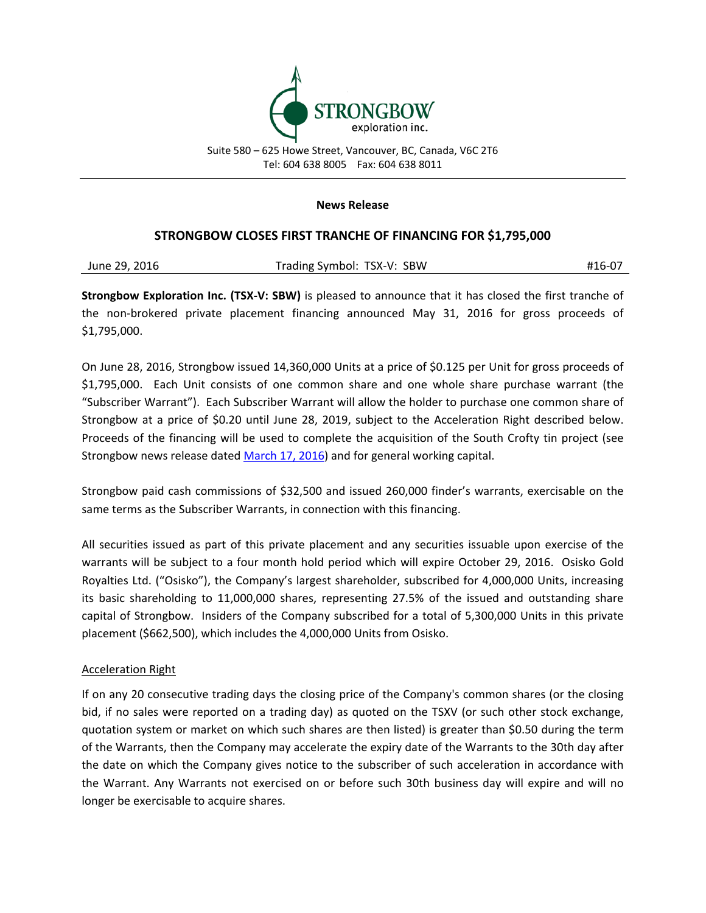STRONGBOW
exploration inc.

Suite 580 – 625 Howe Street, Vancouver, BC, Canada, V6C 2T6
Tel: 604 638 8005 Fax: 604 638 8011

**News Release**

## STRONGBOW CLOSES FIRST TRANCHE OF FINANCING FOR $1,795,000

June 29, 2016 Trading Symbol: TSX-V: SBW #16-07

**Strongbow Exploration Inc. (TSX-V: SBW)** is pleased to announce that it has closed the first tranche of the non-brokered private placement financing announced May 31, 2016 for gross proceeds of $1,795,000.

On June 28, 2016, Strongbow issued 14,360,000 Units at a price of $0.125 per Unit for gross proceeds of $1,795,000. Each Unit consists of one common share and one whole share purchase warrant (the "Subscriber Warrant"). Each Subscriber Warrant will allow the holder to purchase one common share of Strongbow at a price of $0.20 until June 28, 2019, subject to the Acceleration Right described below. Proceeds of the financing will be used to complete the acquisition of the South Crofty tin project (see Strongbow news release dated March 17, 2016) and for general working capital.

Strongbow paid cash commissions of $32,500 and issued 260,000 finder's warrants, exercisable on the same terms as the Subscriber Warrants, in connection with this financing.

All securities issued as part of this private placement and any securities issuable upon exercise of the warrants will be subject to a four month hold period which will expire October 29, 2016. Osisko Gold Royalties Ltd. ("Osisko"), the Company's largest shareholder, subscribed for 4,000,000 Units, increasing its basic shareholding to 11,000,000 shares, representing 27.5% of the issued and outstanding share capital of Strongbow. Insiders of the Company subscribed for a total of 5,300,000 Units in this private placement ($662,500), which includes the 4,000,000 Units from Osisko.

### Acceleration Right

If on any 20 consecutive trading days the closing price of the Company's common shares (or the closing bid, if no sales were reported on a trading day) as quoted on the TSXV (or such other stock exchange, quotation system or market on which such shares are then listed) is greater than $0.50 during the term of the Warrants, then the Company may accelerate the expiry date of the Warrants to the 30th day after the date on which the Company gives notice to the subscriber of such acceleration in accordance with the Warrant. Any Warrants not exercised on or before such 30th business day will expire and will no longer be exercisable to acquire shares.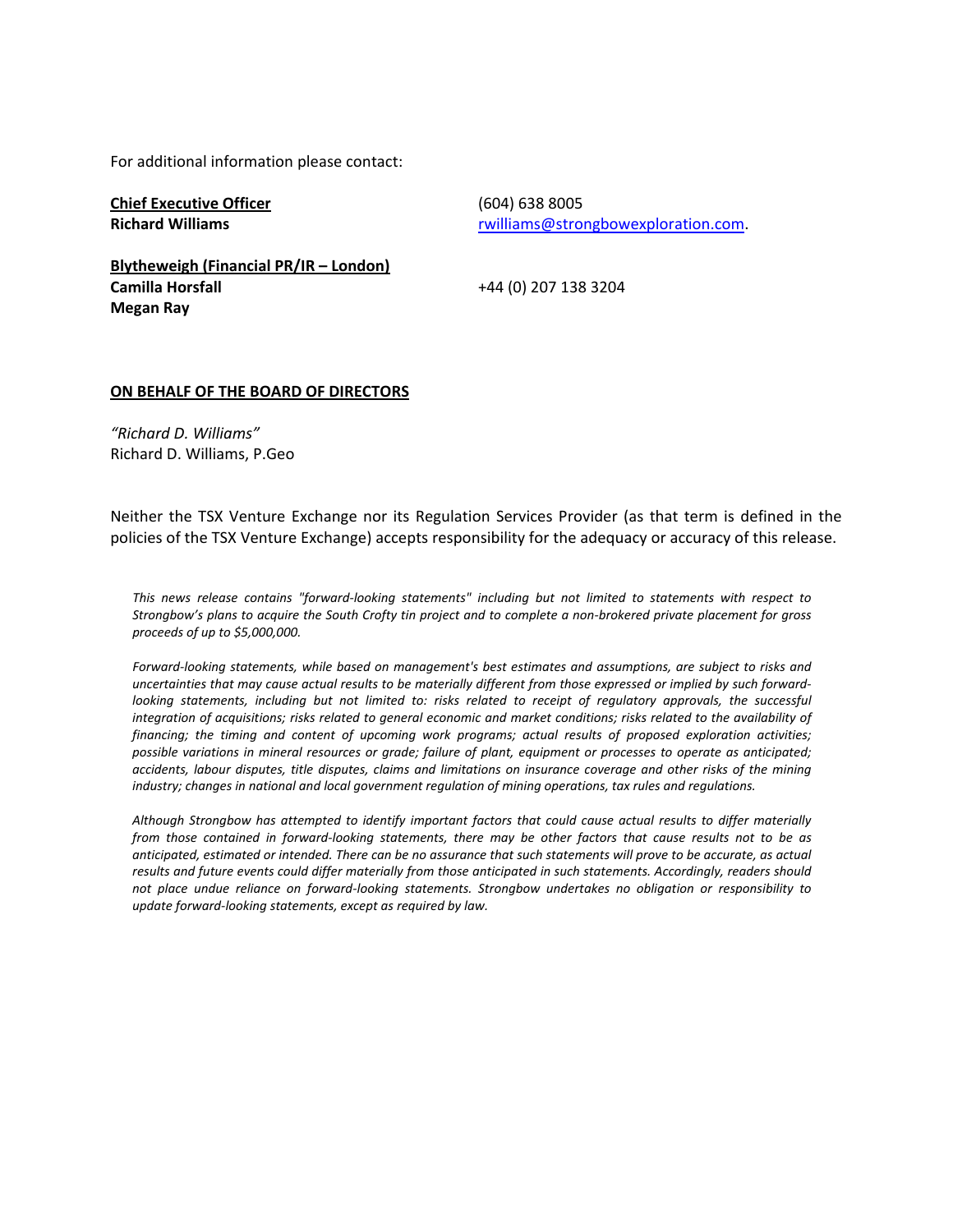For additional information please contact:

| | |
|---|---|
| **<u>Chief Executive Officer</u>** | (604) 638 8005 |
| **Richard Williams** | rwilliams@strongbowexploration.com. |
| **<u>Blytheweigh (Financial PR/IR – London)</u>** | |
| **Camilla Horsfall** | +44 (0) 207 138 3204 |
| **Megan Ray** | |

**<u>ON BEHALF OF THE BOARD OF DIRECTORS</u>**

*"Richard D. Williams"*
Richard D. Williams, P.Geo

Neither the TSX Venture Exchange nor its Regulation Services Provider (as that term is defined in the policies of the TSX Venture Exchange) accepts responsibility for the adequacy or accuracy of this release.

*This news release contains "forward-looking statements" including but not limited to statements with respect to Strongbow's plans to acquire the South Crofty tin project and to complete a non-brokered private placement for gross proceeds of up to $5,000,000.*

*Forward-looking statements, while based on management's best estimates and assumptions, are subject to risks and uncertainties that may cause actual results to be materially different from those expressed or implied by such forward-looking statements, including but not limited to: risks related to receipt of regulatory approvals, the successful integration of acquisitions; risks related to general economic and market conditions; risks related to the availability of financing; the timing and content of upcoming work programs; actual results of proposed exploration activities; possible variations in mineral resources or grade; failure of plant, equipment or processes to operate as anticipated; accidents, labour disputes, title disputes, claims and limitations on insurance coverage and other risks of the mining industry; changes in national and local government regulation of mining operations, tax rules and regulations.*

*Although Strongbow has attempted to identify important factors that could cause actual results to differ materially from those contained in forward-looking statements, there may be other factors that cause results not to be as anticipated, estimated or intended. There can be no assurance that such statements will prove to be accurate, as actual results and future events could differ materially from those anticipated in such statements. Accordingly, readers should not place undue reliance on forward-looking statements. Strongbow undertakes no obligation or responsibility to update forward-looking statements, except as required by law.*